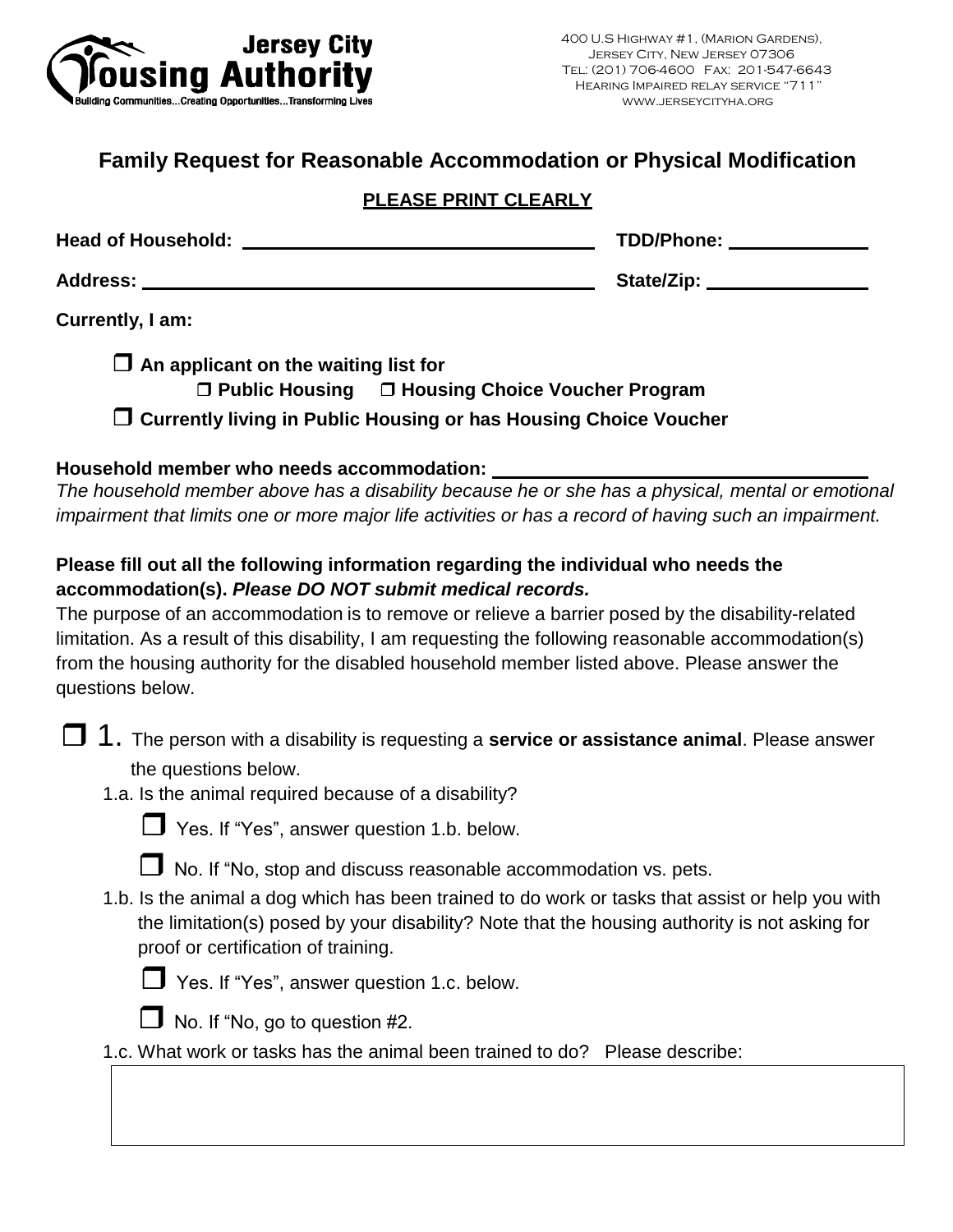**Jersey City Housing Authority**
Building Communities...Creating Opportunities...Transforming Lives

400 U.S Highway #1, (Marion Gardens),
Jersey City, New Jersey 07306
Tel: (201) 706-4600 Fax: 201-547-6643
Hearing Impaired relay service "711"
www.jerseycityha.org

## Family Request for Reasonable Accommodation or Physical Modification

**PLEASE PRINT CLEARLY**

**Head of Household:** ______________________________ **TDD/Phone:** ____________

**Address:** ______________________________________ **State/Zip:** ______________

**Currently, I am:**

- ☐ **An applicant on the waiting list for**
  - ☐ **Public Housing** ☐ **Housing Choice Voucher Program**
- ☐ **Currently living in Public Housing or has Housing Choice Voucher**

**Household member who needs accommodation:** ______________________________

*The household member above has a disability because he or she has a physical, mental or emotional impairment that limits one or more major life activities or has a record of having such an impairment.*

**Please fill out all the following information regarding the individual who needs the accommodation(s).** ***Please DO NOT submit medical records.***

The purpose of an accommodation is to remove or relieve a barrier posed by the disability-related limitation. As a result of this disability, I am requesting the following reasonable accommodation(s) from the housing authority for the disabled household member listed above. Please answer the questions below.

☐ 1. The person with a disability is requesting a **service or assistance animal**. Please answer the questions below.

1.a. Is the animal required because of a disability?

☐ Yes. If "Yes", answer question 1.b. below.

☐ No. If "No, stop and discuss reasonable accommodation vs. pets.

1.b. Is the animal a dog which has been trained to do work or tasks that assist or help you with the limitation(s) posed by your disability? Note that the housing authority is not asking for proof or certification of training.

☐ Yes. If "Yes", answer question 1.c. below.

☐ No. If "No, go to question #2.

1.c. What work or tasks has the animal been trained to do? Please describe:

| |
|---|
| |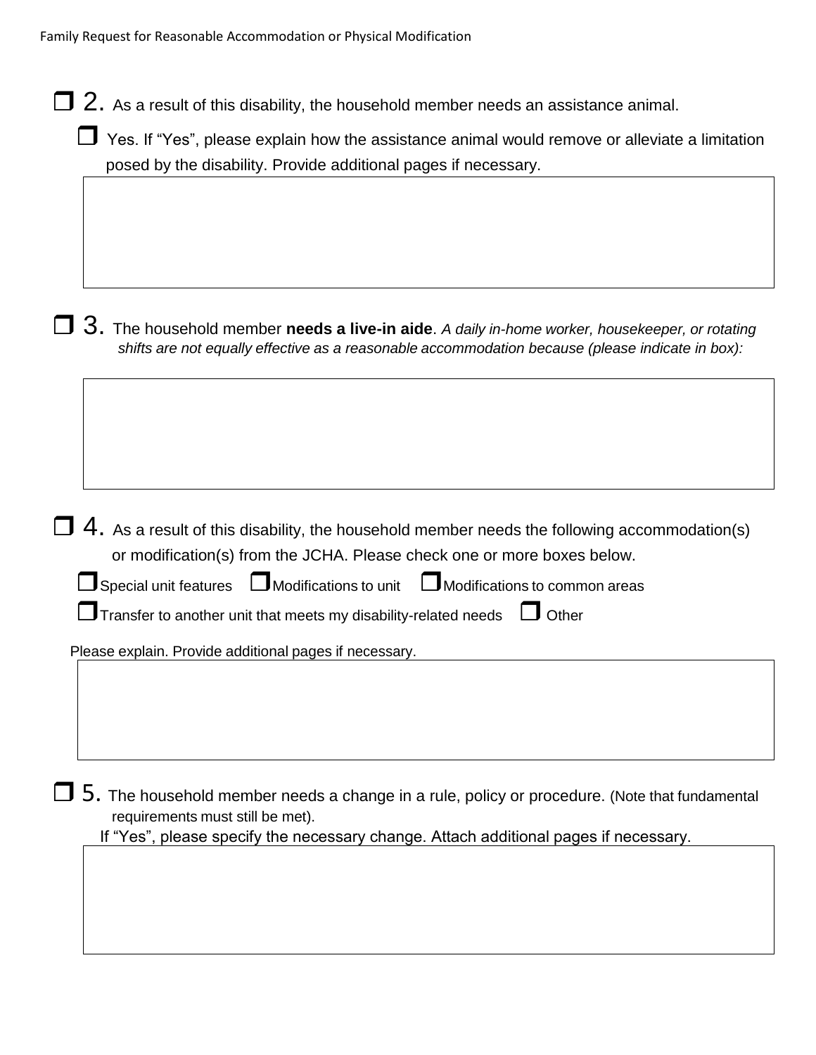☐ 2. As a result of this disability, the household member needs an assistance animal.

☐ Yes. If "Yes", please explain how the assistance animal would remove or alleviate a limitation posed by the disability. Provide additional pages if necessary.

| |
|---|
| |

☐ 3. The household member **needs a live-in aide**. *A daily in-home worker, housekeeper, or rotating shifts are not equally effective as a reasonable accommodation because (please indicate in box):*

| |
|---|
| |

☐ 4. As a result of this disability, the household member needs the following accommodation(s) or modification(s) from the JCHA. Please check one or more boxes below.

☐ Special unit features ☐ Modifications to unit ☐ Modifications to common areas

☐ Transfer to another unit that meets my disability-related needs ☐ Other

Please explain. Provide additional pages if necessary.

| |
|---|
| |

☐ 5. The household member needs a change in a rule, policy or procedure. (Note that fundamental requirements must still be met).

If "Yes", please specify the necessary change. Attach additional pages if necessary.

| |
|---|
| |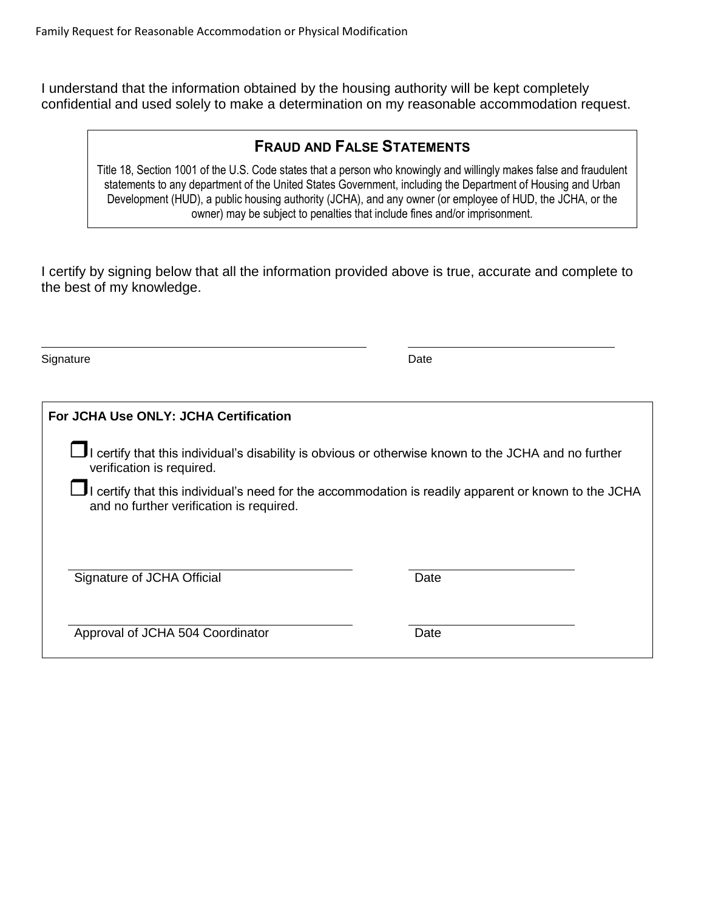I understand that the information obtained by the housing authority will be kept completely confidential and used solely to make a determination on my reasonable accommodation request.

### FRAUD AND FALSE STATEMENTS

Title 18, Section 1001 of the U.S. Code states that a person who knowingly and willingly makes false and fraudulent statements to any department of the United States Government, including the Department of Housing and Urban Development (HUD), a public housing authority (JCHA), and any owner (or employee of HUD, the JCHA, or the owner) may be subject to penalties that include fines and/or imprisonment.

I certify by signing below that all the information provided above is true, accurate and complete to the best of my knowledge.

\_\_\_\_\_\_\_\_\_\_\_\_\_\_\_\_\_\_\_\_\_\_\_\_\_\_\_\_\_\_\_\_\_\_\_\_\_\_\_\_ \_\_\_\_\_\_\_\_\_\_\_\_\_\_\_\_\_\_\_\_\_\_\_\_\_\_
Signature Date

**For JCHA Use ONLY: JCHA Certification**

- ☐ I certify that this individual's disability is obvious or otherwise known to the JCHA and no further verification is required.
- ☐ I certify that this individual's need for the accommodation is readily apparent or known to the JCHA and no further verification is required.

\_\_\_\_\_\_\_\_\_\_\_\_\_\_\_\_\_\_\_\_\_\_\_\_\_\_\_\_\_\_\_\_\_\_\_\_ \_\_\_\_\_\_\_\_\_\_\_\_\_\_\_\_\_\_\_\_\_\_
Signature of JCHA Official Date

\_\_\_\_\_\_\_\_\_\_\_\_\_\_\_\_\_\_\_\_\_\_\_\_\_\_\_\_\_\_\_\_\_\_\_\_ \_\_\_\_\_\_\_\_\_\_\_\_\_\_\_\_\_\_\_\_\_\_
Approval of JCHA 504 Coordinator Date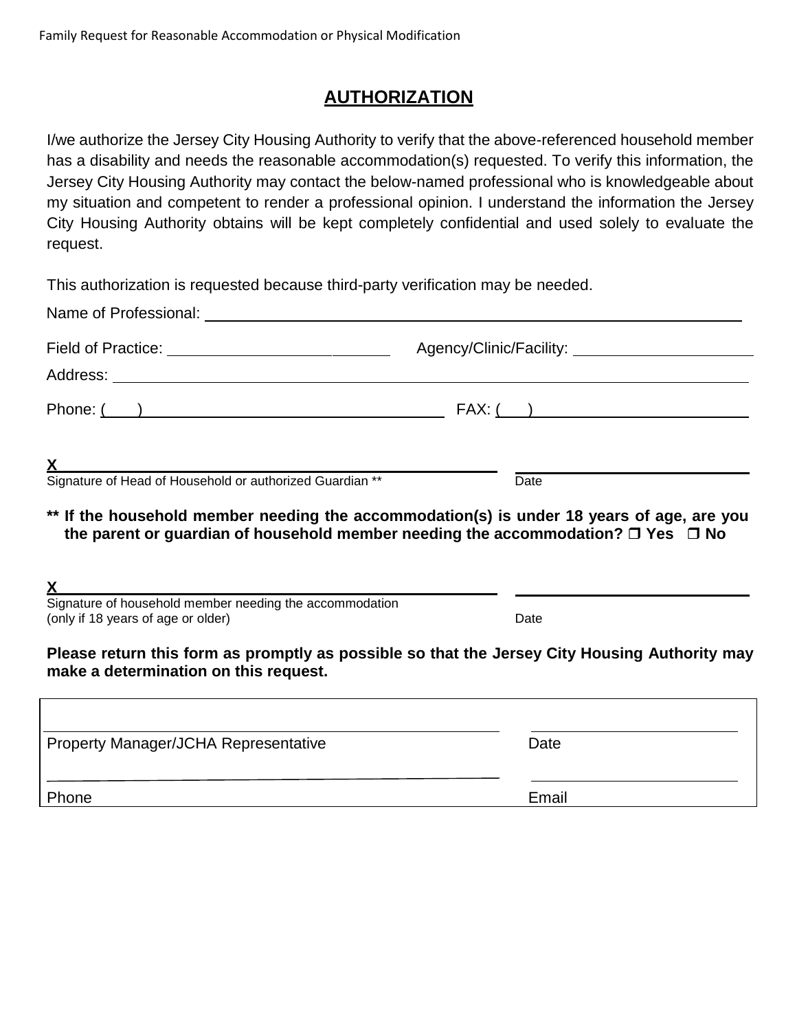## AUTHORIZATION

I/we authorize the Jersey City Housing Authority to verify that the above-referenced household member has a disability and needs the reasonable accommodation(s) requested. To verify this information, the Jersey City Housing Authority may contact the below-named professional who is knowledgeable about my situation and competent to render a professional opinion. I understand the information the Jersey City Housing Authority obtains will be kept completely confidential and used solely to evaluate the request.

This authorization is requested because third-party verification may be needed.

Name of Professional: ______________________________________________

Field of Practice: ____________________ Agency/Clinic/Facility: ____________________

Address: ______________________________________________

Phone: (   ) ____________________ FAX: (   ) ____________________

X ______________________________________ ____________________
Signature of Head of Household or authorized Guardian ** Date

**\*\* If the household member needing the accommodation(s) is under 18 years of age, are you the parent or guardian of household member needing the accommodation? ☐ Yes ☐ No**

X ______________________________________ ____________________
Signature of household member needing the accommodation (only if 18 years of age or older) Date

**Please return this form as promptly as possible so that the Jersey City Housing Authority may make a determination on this request.**

______________________________________ ____________________
Property Manager/JCHA Representative Date

______________________________________ ____________________
Phone Email